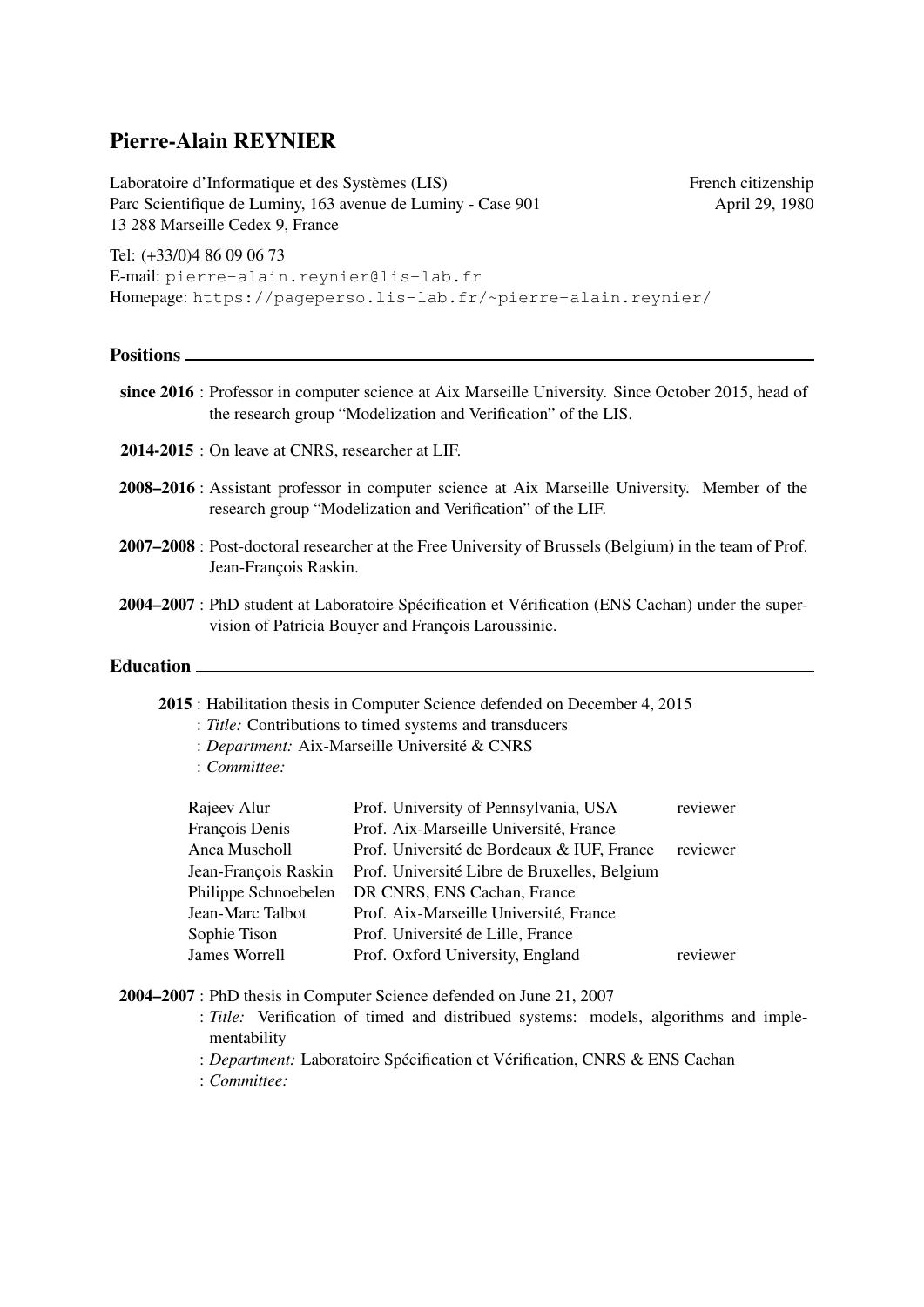# Pierre-Alain REYNIER

Laboratoire d'Informatique et des Systèmes (LIS)
Parc Scientifique de Luminy, 163 avenue de Luminy - Case 901
13 288 Marseille Cedex 9, France

French citizenship
April 29, 1980

Tel: (+33/0)4 86 09 06 73
E-mail: pierre-alain.reynier@lis-lab.fr
Homepage: https://pageperso.lis-lab.fr/~pierre-alain.reynier/

## Positions

**since 2016** : Professor in computer science at Aix Marseille University. Since October 2015, head of the research group "Modelization and Verification" of the LIS.

**2014-2015** : On leave at CNRS, researcher at LIF.

**2008–2016** : Assistant professor in computer science at Aix Marseille University. Member of the research group "Modelization and Verification" of the LIF.

**2007–2008** : Post-doctoral researcher at the Free University of Brussels (Belgium) in the team of Prof. Jean-François Raskin.

**2004–2007** : PhD student at Laboratoire Spécification et Vérification (ENS Cachan) under the supervision of Patricia Bouyer and François Laroussinie.

## Education

**2015** : Habilitation thesis in Computer Science defended on December 4, 2015
: *Title:* Contributions to timed systems and transducers
: *Department:* Aix-Marseille Université & CNRS
: *Committee:*

| | | |
|---|---|---|
| Rajeev Alur | Prof. University of Pennsylvania, USA | reviewer |
| François Denis | Prof. Aix-Marseille Université, France | |
| Anca Muscholl | Prof. Université de Bordeaux & IUF, France | reviewer |
| Jean-François Raskin | Prof. Université Libre de Bruxelles, Belgium | |
| Philippe Schnoebelen | DR CNRS, ENS Cachan, France | |
| Jean-Marc Talbot | Prof. Aix-Marseille Université, France | |
| Sophie Tison | Prof. Université de Lille, France | |
| James Worrell | Prof. Oxford University, England | reviewer |

**2004–2007** : PhD thesis in Computer Science defended on June 21, 2007
: *Title:* Verification of timed and distribued systems: models, algorithms and implementability
: *Department:* Laboratoire Spécification et Vérification, CNRS & ENS Cachan
: *Committee:*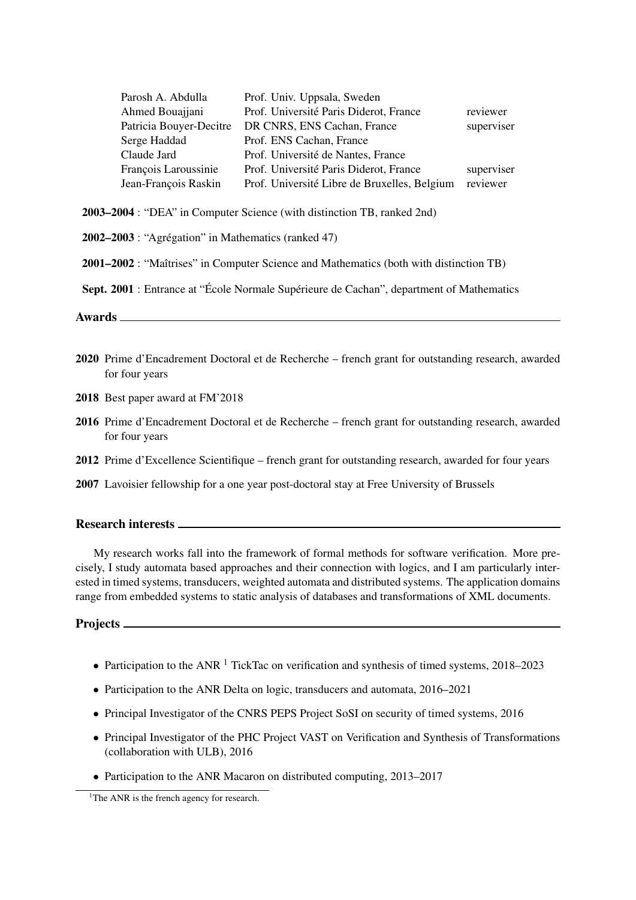| | | |
|---|---|---|
| Parosh A. Abdulla | Prof. Univ. Uppsala, Sweden | |
| Ahmed Bouajjani | Prof. Université Paris Diderot, France | reviewer |
| Patricia Bouyer-Decitre | DR CNRS, ENS Cachan, France | superviser |
| Serge Haddad | Prof. ENS Cachan, France | |
| Claude Jard | Prof. Université de Nantes, France | |
| François Laroussinie | Prof. Université Paris Diderot, France | superviser |
| Jean-François Raskin | Prof. Université Libre de Bruxelles, Belgium | reviewer |

**2003–2004** : "DEA" in Computer Science (with distinction TB, ranked 2nd)

**2002–2003** : "Agrégation" in Mathematics (ranked 47)

**2001–2002** : "Maîtrises" in Computer Science and Mathematics (both with distinction TB)

**Sept. 2001** : Entrance at "École Normale Supérieure de Cachan", department of Mathematics

## Awards

**2020** Prime d'Encadrement Doctoral et de Recherche – french grant for outstanding research, awarded for four years

**2018** Best paper award at FM'2018

**2016** Prime d'Encadrement Doctoral et de Recherche – french grant for outstanding research, awarded for four years

**2012** Prime d'Excellence Scientifique – french grant for outstanding research, awarded for four years

**2007** Lavoisier fellowship for a one year post-doctoral stay at Free University of Brussels

## Research interests

My research works fall into the framework of formal methods for software verification. More precisely, I study automata based approaches and their connection with logics, and I am particularly interested in timed systems, transducers, weighted automata and distributed systems. The application domains range from embedded systems to static analysis of databases and transformations of XML documents.

## Projects

- Participation to the ANR [1] TickTac on verification and synthesis of timed systems, 2018–2023
- Participation to the ANR Delta on logic, transducers and automata, 2016–2021
- Principal Investigator of the CNRS PEPS Project SoSI on security of timed systems, 2016
- Principal Investigator of the PHC Project VAST on Verification and Synthesis of Transformations (collaboration with ULB), 2016
- Participation to the ANR Macaron on distributed computing, 2013–2017

[1] The ANR is the french agency for research.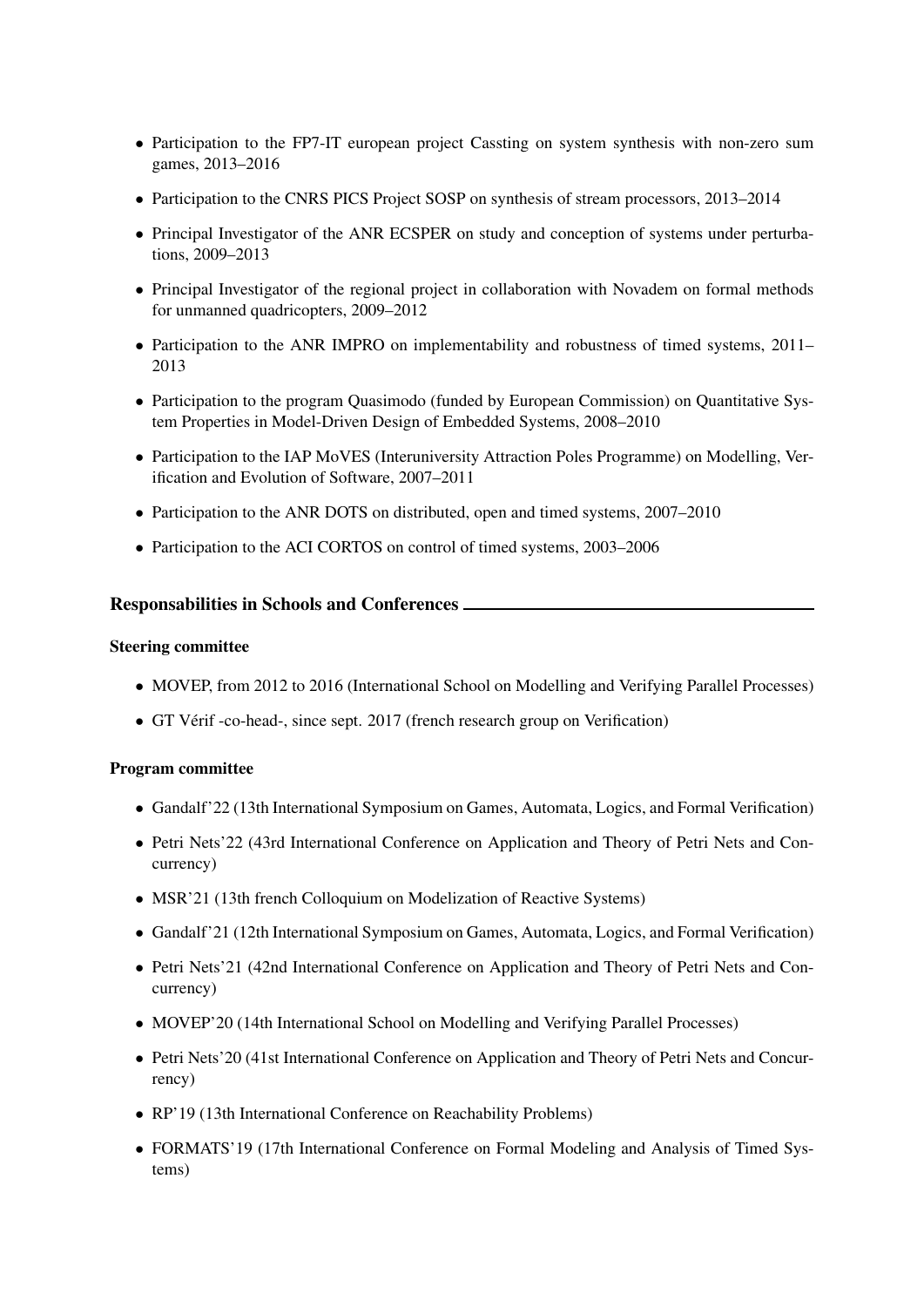- Participation to the FP7-IT european project Cassting on system synthesis with non-zero sum games, 2013–2016
- Participation to the CNRS PICS Project SOSP on synthesis of stream processors, 2013–2014
- Principal Investigator of the ANR ECSPER on study and conception of systems under perturbations, 2009–2013
- Principal Investigator of the regional project in collaboration with Novadem on formal methods for unmanned quadricopters, 2009–2012
- Participation to the ANR IMPRO on implementability and robustness of timed systems, 2011–2013
- Participation to the program Quasimodo (funded by European Commission) on Quantitative System Properties in Model-Driven Design of Embedded Systems, 2008–2010
- Participation to the IAP MoVES (Interuniversity Attraction Poles Programme) on Modelling, Verification and Evolution of Software, 2007–2011
- Participation to the ANR DOTS on distributed, open and timed systems, 2007–2010
- Participation to the ACI CORTOS on control of timed systems, 2003–2006

## Responsabilities in Schools and Conferences

### Steering committee

- MOVEP, from 2012 to 2016 (International School on Modelling and Verifying Parallel Processes)
- GT Vérif -co-head-, since sept. 2017 (french research group on Verification)

### Program committee

- Gandalf'22 (13th International Symposium on Games, Automata, Logics, and Formal Verification)
- Petri Nets'22 (43rd International Conference on Application and Theory of Petri Nets and Concurrency)
- MSR'21 (13th french Colloquium on Modelization of Reactive Systems)
- Gandalf'21 (12th International Symposium on Games, Automata, Logics, and Formal Verification)
- Petri Nets'21 (42nd International Conference on Application and Theory of Petri Nets and Concurrency)
- MOVEP'20 (14th International School on Modelling and Verifying Parallel Processes)
- Petri Nets'20 (41st International Conference on Application and Theory of Petri Nets and Concurrency)
- RP'19 (13th International Conference on Reachability Problems)
- FORMATS'19 (17th International Conference on Formal Modeling and Analysis of Timed Systems)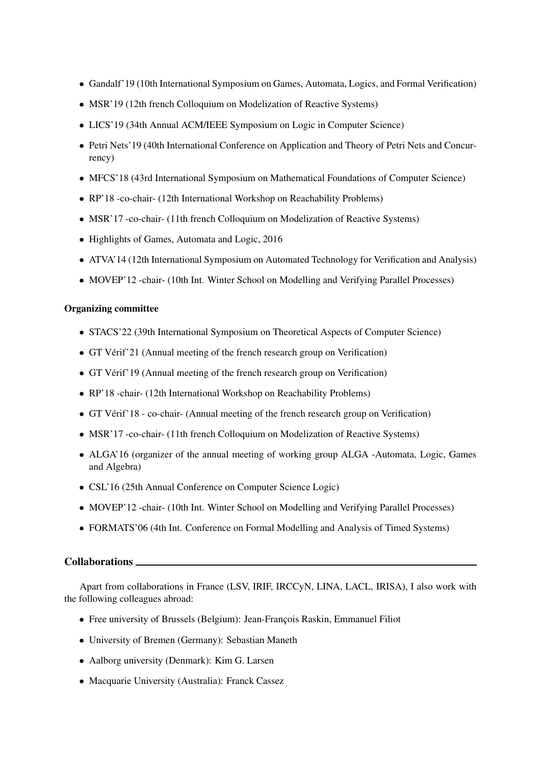- Gandalf'19 (10th International Symposium on Games, Automata, Logics, and Formal Verification)
- MSR'19 (12th french Colloquium on Modelization of Reactive Systems)
- LICS'19 (34th Annual ACM/IEEE Symposium on Logic in Computer Science)
- Petri Nets'19 (40th International Conference on Application and Theory of Petri Nets and Concurrency)
- MFCS'18 (43rd International Symposium on Mathematical Foundations of Computer Science)
- RP'18 -co-chair- (12th International Workshop on Reachability Problems)
- MSR'17 -co-chair- (11th french Colloquium on Modelization of Reactive Systems)
- Highlights of Games, Automata and Logic, 2016
- ATVA'14 (12th International Symposium on Automated Technology for Verification and Analysis)
- MOVEP'12 -chair- (10th Int. Winter School on Modelling and Verifying Parallel Processes)

**Organizing committee**

- STACS'22 (39th International Symposium on Theoretical Aspects of Computer Science)
- GT Vérif'21 (Annual meeting of the french research group on Verification)
- GT Vérif'19 (Annual meeting of the french research group on Verification)
- RP'18 -chair- (12th International Workshop on Reachability Problems)
- GT Vérif'18 - co-chair- (Annual meeting of the french research group on Verification)
- MSR'17 -co-chair- (11th french Colloquium on Modelization of Reactive Systems)
- ALGA'16 (organizer of the annual meeting of working group ALGA -Automata, Logic, Games and Algebra)
- CSL'16 (25th Annual Conference on Computer Science Logic)
- MOVEP'12 -chair- (10th Int. Winter School on Modelling and Verifying Parallel Processes)
- FORMATS'06 (4th Int. Conference on Formal Modelling and Analysis of Timed Systems)

## Collaborations

Apart from collaborations in France (LSV, IRIF, IRCCyN, LINA, LACL, IRISA), I also work with the following colleagues abroad:

- Free university of Brussels (Belgium): Jean-François Raskin, Emmanuel Filiot
- University of Bremen (Germany): Sebastian Maneth
- Aalborg university (Denmark): Kim G. Larsen
- Macquarie University (Australia): Franck Cassez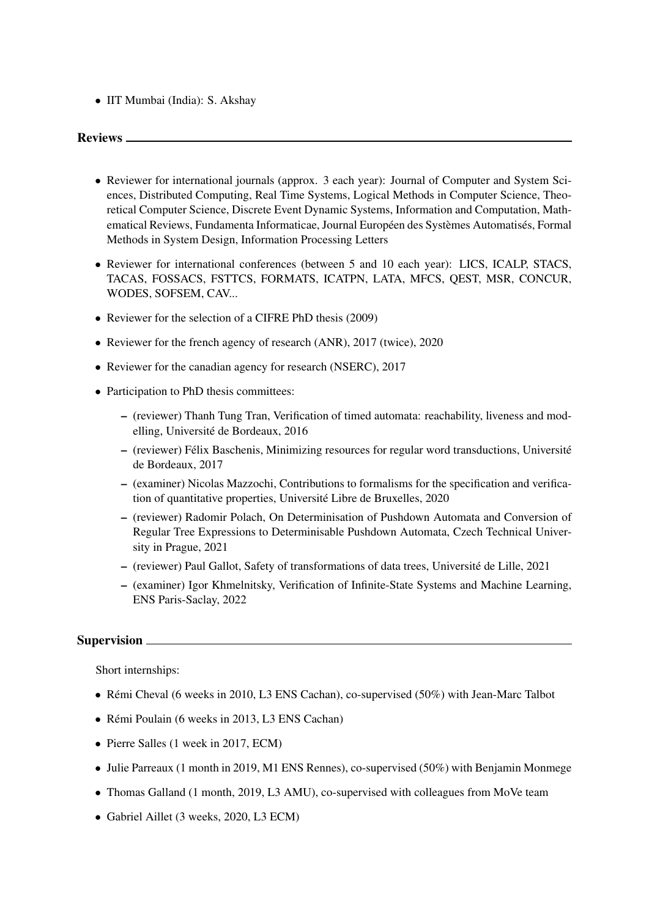- IIT Mumbai (India): S. Akshay

## Reviews

- Reviewer for international journals (approx. 3 each year): Journal of Computer and System Sciences, Distributed Computing, Real Time Systems, Logical Methods in Computer Science, Theoretical Computer Science, Discrete Event Dynamic Systems, Information and Computation, Mathematical Reviews, Fundamenta Informaticae, Journal Européen des Systèmes Automatisés, Formal Methods in System Design, Information Processing Letters
- Reviewer for international conferences (between 5 and 10 each year): LICS, ICALP, STACS, TACAS, FOSSACS, FSTTCS, FORMATS, ICATPN, LATA, MFCS, QEST, MSR, CONCUR, WODES, SOFSEM, CAV...
- Reviewer for the selection of a CIFRE PhD thesis (2009)
- Reviewer for the french agency of research (ANR), 2017 (twice), 2020
- Reviewer for the canadian agency for research (NSERC), 2017
- Participation to PhD thesis committees:
  - (reviewer) Thanh Tung Tran, Verification of timed automata: reachability, liveness and modelling, Université de Bordeaux, 2016
  - (reviewer) Félix Baschenis, Minimizing resources for regular word transductions, Université de Bordeaux, 2017
  - (examiner) Nicolas Mazzochi, Contributions to formalisms for the specification and verification of quantitative properties, Université Libre de Bruxelles, 2020
  - (reviewer) Radomir Polach, On Determinisation of Pushdown Automata and Conversion of Regular Tree Expressions to Determinisable Pushdown Automata, Czech Technical University in Prague, 2021
  - (reviewer) Paul Gallot, Safety of transformations of data trees, Université de Lille, 2021
  - (examiner) Igor Khmelnitsky, Verification of Infinite-State Systems and Machine Learning, ENS Paris-Saclay, 2022

## Supervision

Short internships:

- Rémi Cheval (6 weeks in 2010, L3 ENS Cachan), co-supervised (50%) with Jean-Marc Talbot
- Rémi Poulain (6 weeks in 2013, L3 ENS Cachan)
- Pierre Salles (1 week in 2017, ECM)
- Julie Parreaux (1 month in 2019, M1 ENS Rennes), co-supervised (50%) with Benjamin Monmege
- Thomas Galland (1 month, 2019, L3 AMU), co-supervised with colleagues from MoVe team
- Gabriel Aillet (3 weeks, 2020, L3 ECM)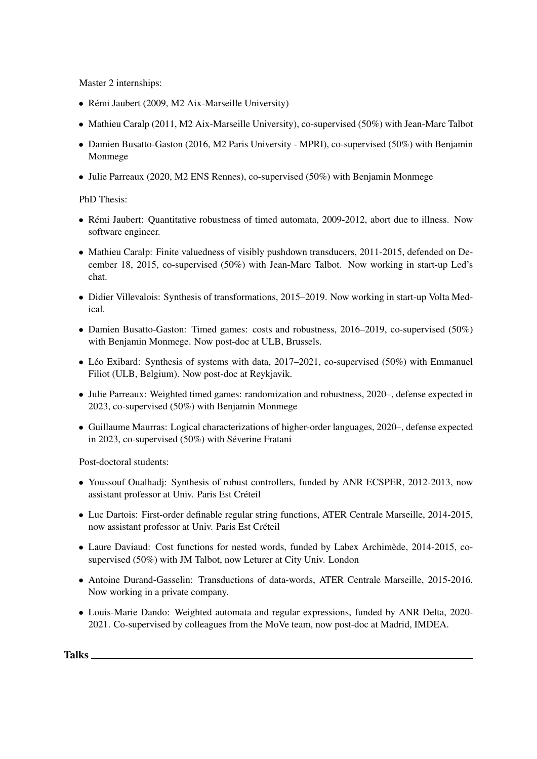Master 2 internships:

- Rémi Jaubert (2009, M2 Aix-Marseille University)
- Mathieu Caralp (2011, M2 Aix-Marseille University), co-supervised (50%) with Jean-Marc Talbot
- Damien Busatto-Gaston (2016, M2 Paris University - MPRI), co-supervised (50%) with Benjamin Monmege
- Julie Parreaux (2020, M2 ENS Rennes), co-supervised (50%) with Benjamin Monmege

PhD Thesis:

- Rémi Jaubert: Quantitative robustness of timed automata, 2009-2012, abort due to illness. Now software engineer.
- Mathieu Caralp: Finite valuedness of visibly pushdown transducers, 2011-2015, defended on December 18, 2015, co-supervised (50%) with Jean-Marc Talbot. Now working in start-up Led's chat.
- Didier Villevalois: Synthesis of transformations, 2015–2019. Now working in start-up Volta Medical.
- Damien Busatto-Gaston: Timed games: costs and robustness, 2016–2019, co-supervised (50%) with Benjamin Monmege. Now post-doc at ULB, Brussels.
- Léo Exibard: Synthesis of systems with data, 2017–2021, co-supervised (50%) with Emmanuel Filiot (ULB, Belgium). Now post-doc at Reykjavik.
- Julie Parreaux: Weighted timed games: randomization and robustness, 2020–, defense expected in 2023, co-supervised (50%) with Benjamin Monmege
- Guillaume Maurras: Logical characterizations of higher-order languages, 2020–, defense expected in 2023, co-supervised (50%) with Séverine Fratani

Post-doctoral students:

- Youssouf Oualhadj: Synthesis of robust controllers, funded by ANR ECSPER, 2012-2013, now assistant professor at Univ. Paris Est Créteil
- Luc Dartois: First-order definable regular string functions, ATER Centrale Marseille, 2014-2015, now assistant professor at Univ. Paris Est Créteil
- Laure Daviaud: Cost functions for nested words, funded by Labex Archimède, 2014-2015, co-supervised (50%) with JM Talbot, now Leturer at City Univ. London
- Antoine Durand-Gasselin: Transductions of data-words, ATER Centrale Marseille, 2015-2016. Now working in a private company.
- Louis-Marie Dando: Weighted automata and regular expressions, funded by ANR Delta, 2020-2021. Co-supervised by colleagues from the MoVe team, now post-doc at Madrid, IMDEA.

## Talks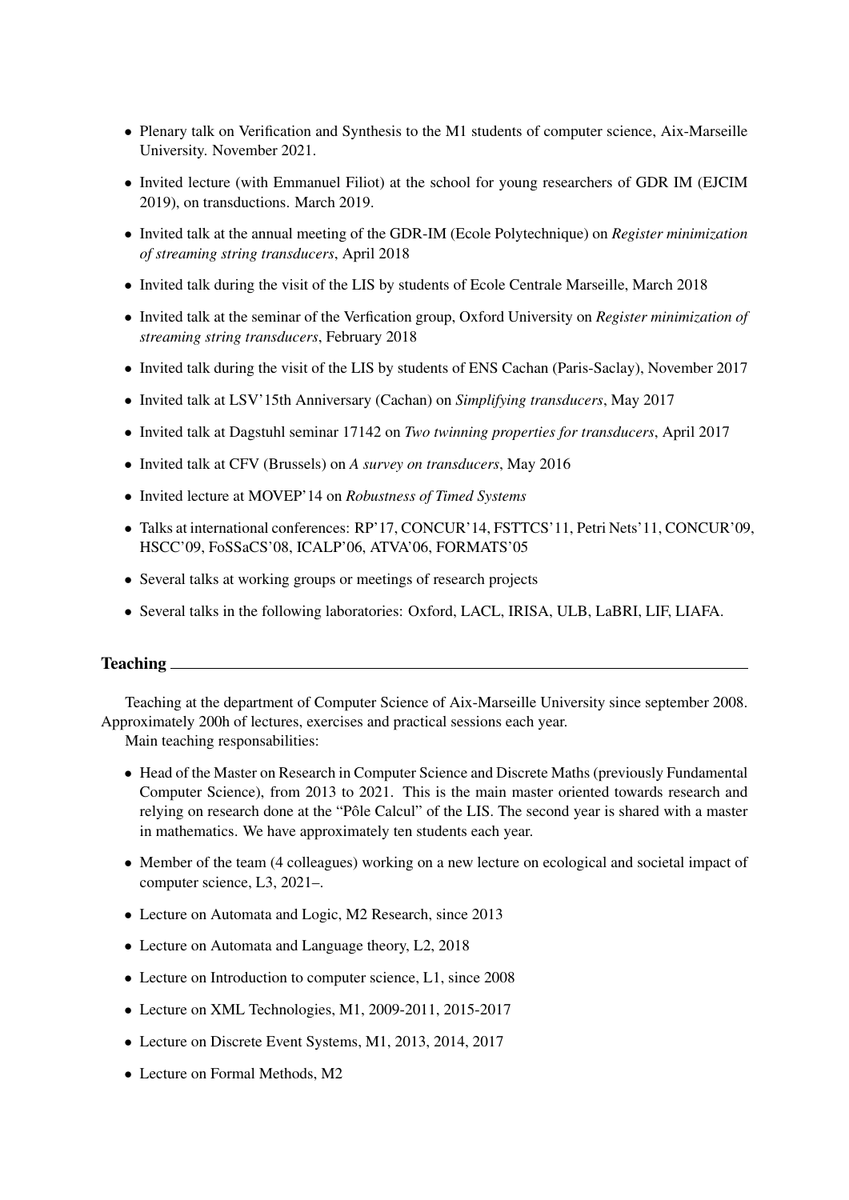- Plenary talk on Verification and Synthesis to the M1 students of computer science, Aix-Marseille University. November 2021.
- Invited lecture (with Emmanuel Filiot) at the school for young researchers of GDR IM (EJCIM 2019), on transductions. March 2019.
- Invited talk at the annual meeting of the GDR-IM (Ecole Polytechnique) on *Register minimization of streaming string transducers*, April 2018
- Invited talk during the visit of the LIS by students of Ecole Centrale Marseille, March 2018
- Invited talk at the seminar of the Verfication group, Oxford University on *Register minimization of streaming string transducers*, February 2018
- Invited talk during the visit of the LIS by students of ENS Cachan (Paris-Saclay), November 2017
- Invited talk at LSV'15th Anniversary (Cachan) on *Simplifying transducers*, May 2017
- Invited talk at Dagstuhl seminar 17142 on *Two twinning properties for transducers*, April 2017
- Invited talk at CFV (Brussels) on *A survey on transducers*, May 2016
- Invited lecture at MOVEP'14 on *Robustness of Timed Systems*
- Talks at international conferences: RP'17, CONCUR'14, FSTTCS'11, Petri Nets'11, CONCUR'09, HSCC'09, FoSSaCS'08, ICALP'06, ATVA'06, FORMATS'05
- Several talks at working groups or meetings of research projects
- Several talks in the following laboratories: Oxford, LACL, IRISA, ULB, LaBRI, LIF, LIAFA.

## Teaching

Teaching at the department of Computer Science of Aix-Marseille University since september 2008. Approximately 200h of lectures, exercises and practical sessions each year.

Main teaching responsabilities:

- Head of the Master on Research in Computer Science and Discrete Maths (previously Fundamental Computer Science), from 2013 to 2021. This is the main master oriented towards research and relying on research done at the "Pôle Calcul" of the LIS. The second year is shared with a master in mathematics. We have approximately ten students each year.
- Member of the team (4 colleagues) working on a new lecture on ecological and societal impact of computer science, L3, 2021–.
- Lecture on Automata and Logic, M2 Research, since 2013
- Lecture on Automata and Language theory, L2, 2018
- Lecture on Introduction to computer science, L1, since 2008
- Lecture on XML Technologies, M1, 2009-2011, 2015-2017
- Lecture on Discrete Event Systems, M1, 2013, 2014, 2017
- Lecture on Formal Methods, M2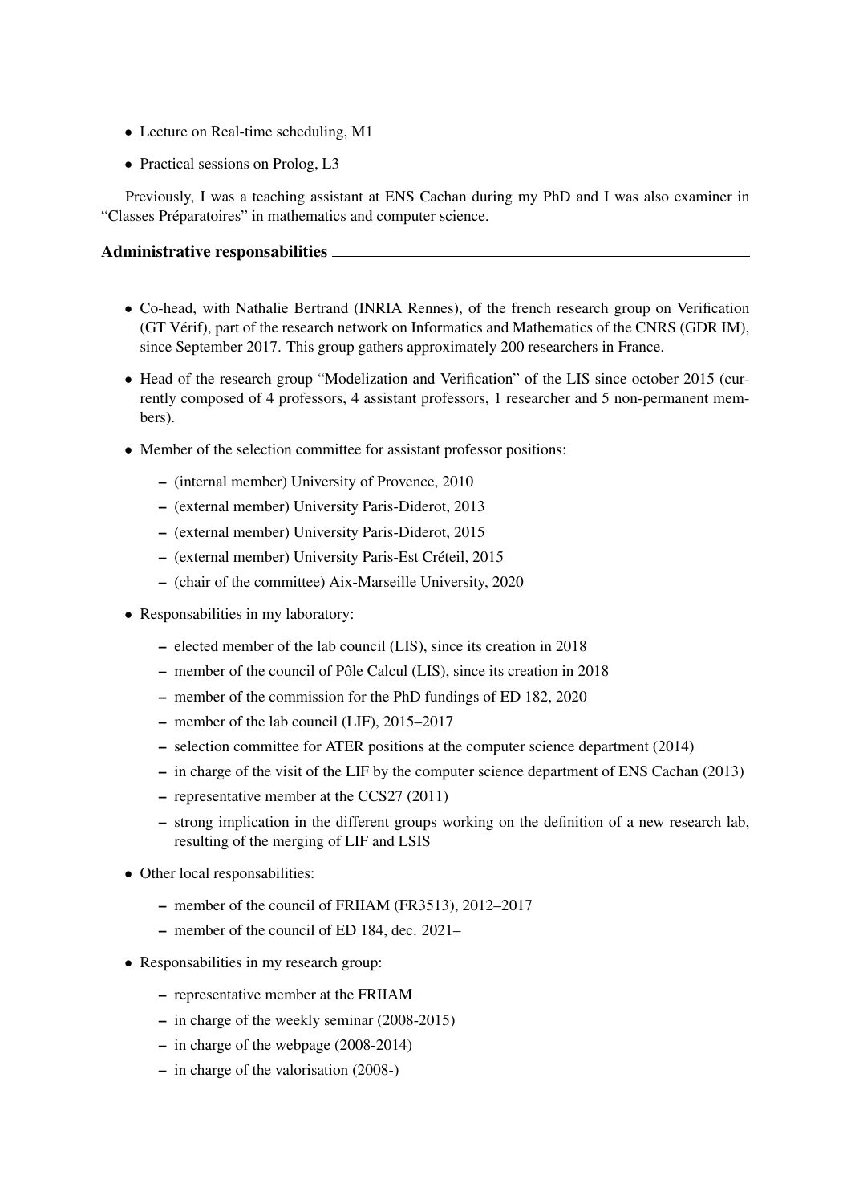- Lecture on Real-time scheduling, M1
- Practical sessions on Prolog, L3

Previously, I was a teaching assistant at ENS Cachan during my PhD and I was also examiner in "Classes Préparatoires" in mathematics and computer science.

## Administrative responsabilities

- Co-head, with Nathalie Bertrand (INRIA Rennes), of the french research group on Verification (GT Vérif), part of the research network on Informatics and Mathematics of the CNRS (GDR IM), since September 2017. This group gathers approximately 200 researchers in France.
- Head of the research group "Modelization and Verification" of the LIS since october 2015 (currently composed of 4 professors, 4 assistant professors, 1 researcher and 5 non-permanent members).
- Member of the selection committee for assistant professor positions:
  - (internal member) University of Provence, 2010
  - (external member) University Paris-Diderot, 2013
  - (external member) University Paris-Diderot, 2015
  - (external member) University Paris-Est Créteil, 2015
  - (chair of the committee) Aix-Marseille University, 2020
- Responsabilities in my laboratory:
  - elected member of the lab council (LIS), since its creation in 2018
  - member of the council of Pôle Calcul (LIS), since its creation in 2018
  - member of the commission for the PhD fundings of ED 182, 2020
  - member of the lab council (LIF), 2015–2017
  - selection committee for ATER positions at the computer science department (2014)
  - in charge of the visit of the LIF by the computer science department of ENS Cachan (2013)
  - representative member at the CCS27 (2011)
  - strong implication in the different groups working on the definition of a new research lab, resulting of the merging of LIF and LSIS
- Other local responsabilities:
  - member of the council of FRIIAM (FR3513), 2012–2017
  - member of the council of ED 184, dec. 2021–
- Responsabilities in my research group:
  - representative member at the FRIIAM
  - in charge of the weekly seminar (2008-2015)
  - in charge of the webpage (2008-2014)
  - in charge of the valorisation (2008-)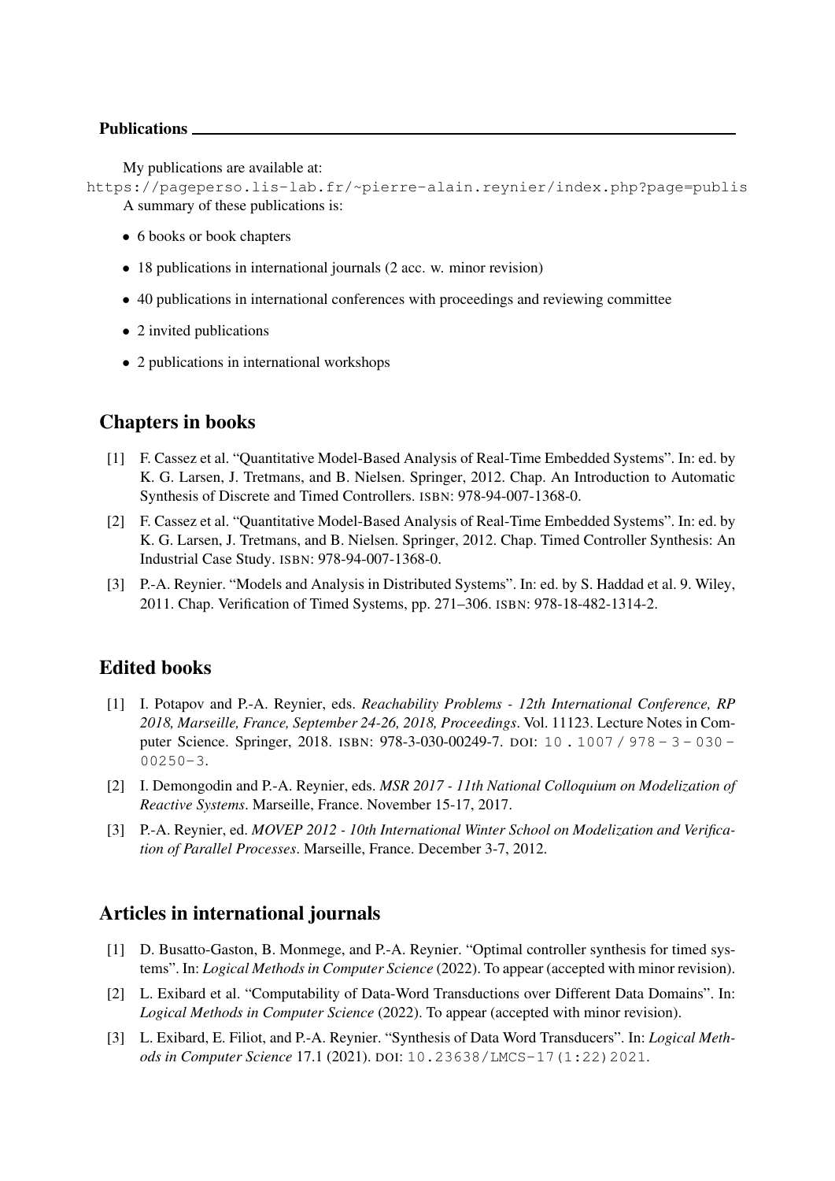**Publications**

My publications are available at:
https://pageperso.lis-lab.fr/~pierre-alain.reynier/index.php?page=publis
A summary of these publications is:

- 6 books or book chapters
- 18 publications in international journals (2 acc. w. minor revision)
- 40 publications in international conferences with proceedings and reviewing committee
- 2 invited publications
- 2 publications in international workshops

## Chapters in books

[1] F. Cassez et al. "Quantitative Model-Based Analysis of Real-Time Embedded Systems". In: ed. by K. G. Larsen, J. Tretmans, and B. Nielsen. Springer, 2012. Chap. An Introduction to Automatic Synthesis of Discrete and Timed Controllers. ISBN: 978-94-007-1368-0.

[2] F. Cassez et al. "Quantitative Model-Based Analysis of Real-Time Embedded Systems". In: ed. by K. G. Larsen, J. Tretmans, and B. Nielsen. Springer, 2012. Chap. Timed Controller Synthesis: An Industrial Case Study. ISBN: 978-94-007-1368-0.

[3] P.-A. Reynier. "Models and Analysis in Distributed Systems". In: ed. by S. Haddad et al. 9. Wiley, 2011. Chap. Verification of Timed Systems, pp. 271–306. ISBN: 978-18-482-1314-2.

## Edited books

[1] I. Potapov and P.-A. Reynier, eds. *Reachability Problems - 12th International Conference, RP 2018, Marseille, France, September 24-26, 2018, Proceedings*. Vol. 11123. Lecture Notes in Computer Science. Springer, 2018. ISBN: 978-3-030-00249-7. DOI: 10.1007/978-3-030-00250-3.

[2] I. Demongodin and P.-A. Reynier, eds. *MSR 2017 - 11th National Colloquium on Modelization of Reactive Systems*. Marseille, France. November 15-17, 2017.

[3] P.-A. Reynier, ed. *MOVEP 2012 - 10th International Winter School on Modelization and Verification of Parallel Processes*. Marseille, France. December 3-7, 2012.

## Articles in international journals

[1] D. Busatto-Gaston, B. Monmege, and P.-A. Reynier. "Optimal controller synthesis for timed systems". In: *Logical Methods in Computer Science* (2022). To appear (accepted with minor revision).

[2] L. Exibard et al. "Computability of Data-Word Transductions over Different Data Domains". In: *Logical Methods in Computer Science* (2022). To appear (accepted with minor revision).

[3] L. Exibard, E. Filiot, and P.-A. Reynier. "Synthesis of Data Word Transducers". In: *Logical Methods in Computer Science* 17.1 (2021). DOI: 10.23638/LMCS-17(1:22)2021.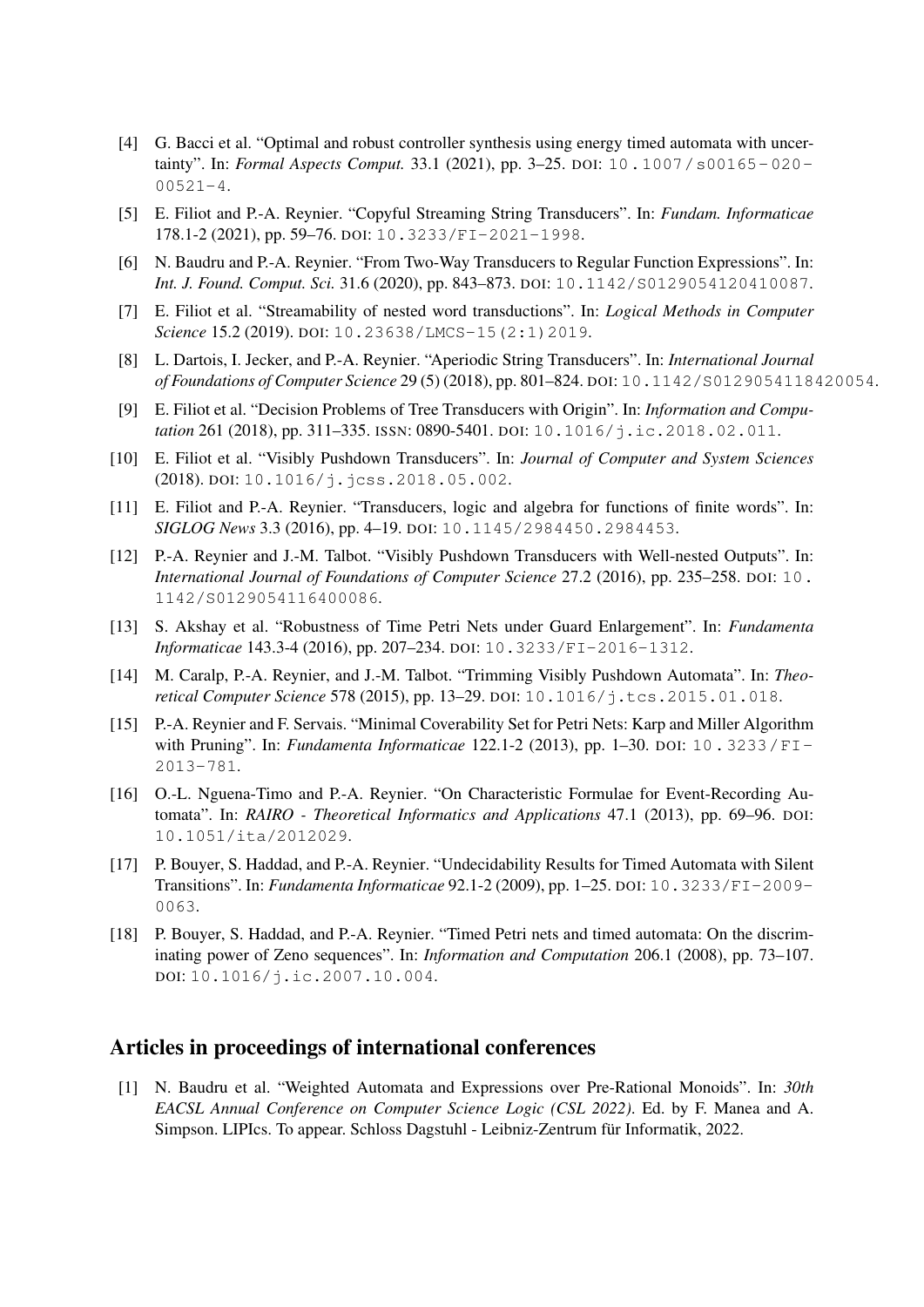[4] G. Bacci et al. "Optimal and robust controller synthesis using energy timed automata with uncertainty". In: *Formal Aspects Comput.* 33.1 (2021), pp. 3–25. DOI: 10.1007/s00165-020-00521-4.

[5] E. Filiot and P.-A. Reynier. "Copyful Streaming String Transducers". In: *Fundam. Informaticae* 178.1-2 (2021), pp. 59–76. DOI: 10.3233/FI-2021-1998.

[6] N. Baudru and P.-A. Reynier. "From Two-Way Transducers to Regular Function Expressions". In: *Int. J. Found. Comput. Sci.* 31.6 (2020), pp. 843–873. DOI: 10.1142/S0129054120410087.

[7] E. Filiot et al. "Streamability of nested word transductions". In: *Logical Methods in Computer Science* 15.2 (2019). DOI: 10.23638/LMCS-15(2:1)2019.

[8] L. Dartois, I. Jecker, and P.-A. Reynier. "Aperiodic String Transducers". In: *International Journal of Foundations of Computer Science* 29 (5) (2018), pp. 801–824. DOI: 10.1142/S0129054118420054.

[9] E. Filiot et al. "Decision Problems of Tree Transducers with Origin". In: *Information and Computation* 261 (2018), pp. 311–335. ISSN: 0890-5401. DOI: 10.1016/j.ic.2018.02.011.

[10] E. Filiot et al. "Visibly Pushdown Transducers". In: *Journal of Computer and System Sciences* (2018). DOI: 10.1016/j.jcss.2018.05.002.

[11] E. Filiot and P.-A. Reynier. "Transducers, logic and algebra for functions of finite words". In: *SIGLOG News* 3.3 (2016), pp. 4–19. DOI: 10.1145/2984450.2984453.

[12] P.-A. Reynier and J.-M. Talbot. "Visibly Pushdown Transducers with Well-nested Outputs". In: *International Journal of Foundations of Computer Science* 27.2 (2016), pp. 235–258. DOI: 10.1142/S0129054116400086.

[13] S. Akshay et al. "Robustness of Time Petri Nets under Guard Enlargement". In: *Fundamenta Informaticae* 143.3-4 (2016), pp. 207–234. DOI: 10.3233/FI-2016-1312.

[14] M. Caralp, P.-A. Reynier, and J.-M. Talbot. "Trimming Visibly Pushdown Automata". In: *Theoretical Computer Science* 578 (2015), pp. 13–29. DOI: 10.1016/j.tcs.2015.01.018.

[15] P.-A. Reynier and F. Servais. "Minimal Coverability Set for Petri Nets: Karp and Miller Algorithm with Pruning". In: *Fundamenta Informaticae* 122.1-2 (2013), pp. 1–30. DOI: 10.3233/FI-2013-781.

[16] O.-L. Nguena-Timo and P.-A. Reynier. "On Characteristic Formulae for Event-Recording Automata". In: *RAIRO - Theoretical Informatics and Applications* 47.1 (2013), pp. 69–96. DOI: 10.1051/ita/2012029.

[17] P. Bouyer, S. Haddad, and P.-A. Reynier. "Undecidability Results for Timed Automata with Silent Transitions". In: *Fundamenta Informaticae* 92.1-2 (2009), pp. 1–25. DOI: 10.3233/FI-2009-0063.

[18] P. Bouyer, S. Haddad, and P.-A. Reynier. "Timed Petri nets and timed automata: On the discriminating power of Zeno sequences". In: *Information and Computation* 206.1 (2008), pp. 73–107. DOI: 10.1016/j.ic.2007.10.004.

## Articles in proceedings of international conferences

[1] N. Baudru et al. "Weighted Automata and Expressions over Pre-Rational Monoids". In: *30th EACSL Annual Conference on Computer Science Logic (CSL 2022)*. Ed. by F. Manea and A. Simpson. LIPIcs. To appear. Schloss Dagstuhl - Leibniz-Zentrum für Informatik, 2022.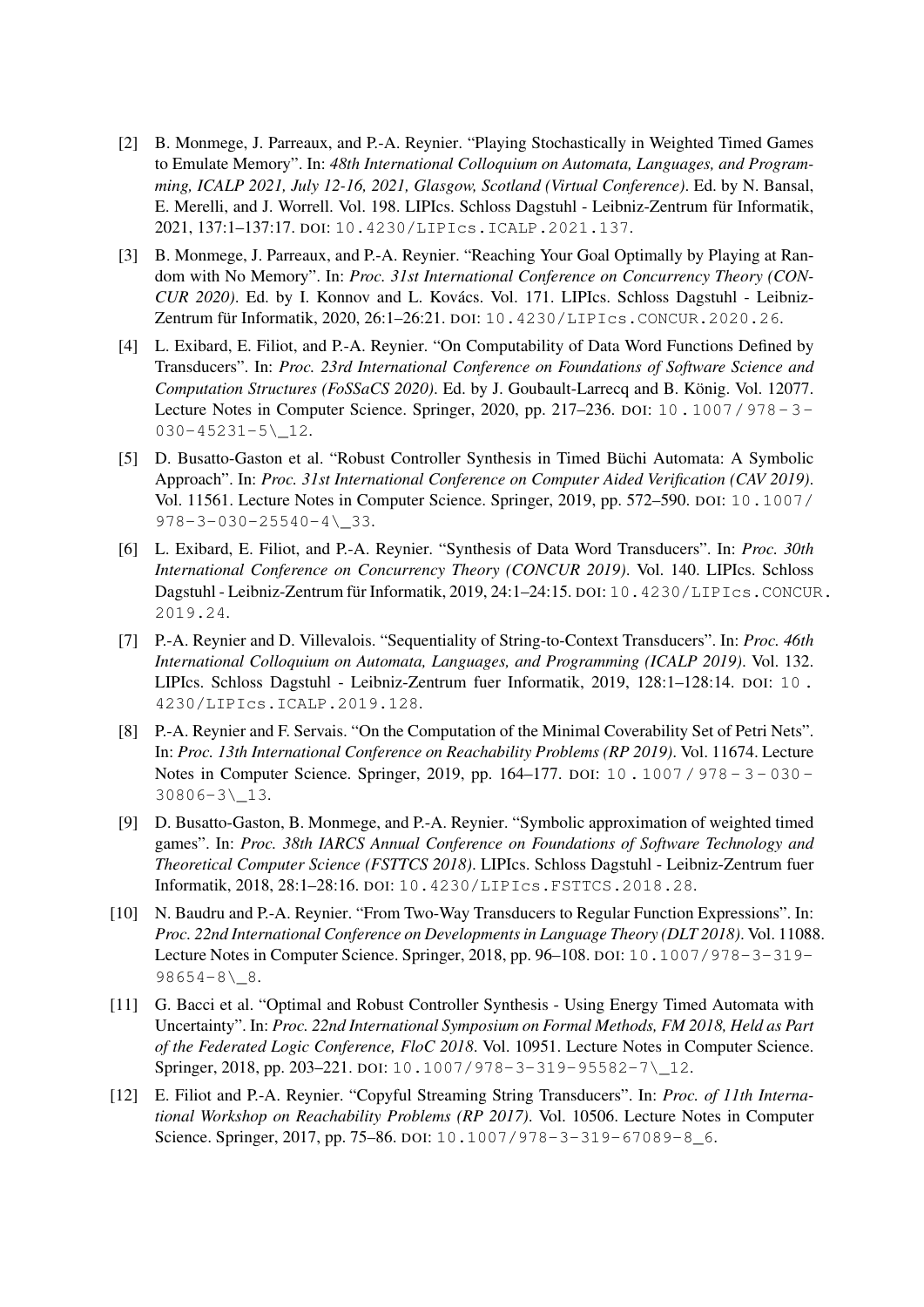[2] B. Monmege, J. Parreaux, and P.-A. Reynier. "Playing Stochastically in Weighted Timed Games to Emulate Memory". In: *48th International Colloquium on Automata, Languages, and Programming, ICALP 2021, July 12-16, 2021, Glasgow, Scotland (Virtual Conference)*. Ed. by N. Bansal, E. Merelli, and J. Worrell. Vol. 198. LIPIcs. Schloss Dagstuhl - Leibniz-Zentrum für Informatik, 2021, 137:1–137:17. DOI: 10.4230/LIPIcs.ICALP.2021.137.

[3] B. Monmege, J. Parreaux, and P.-A. Reynier. "Reaching Your Goal Optimally by Playing at Random with No Memory". In: *Proc. 31st International Conference on Concurrency Theory (CONCUR 2020)*. Ed. by I. Konnov and L. Kovács. Vol. 171. LIPIcs. Schloss Dagstuhl - Leibniz-Zentrum für Informatik, 2020, 26:1–26:21. DOI: 10.4230/LIPIcs.CONCUR.2020.26.

[4] L. Exibard, E. Filiot, and P.-A. Reynier. "On Computability of Data Word Functions Defined by Transducers". In: *Proc. 23rd International Conference on Foundations of Software Science and Computation Structures (FoSSaCS 2020)*. Ed. by J. Goubault-Larrecq and B. König. Vol. 12077. Lecture Notes in Computer Science. Springer, 2020, pp. 217–236. DOI: 10.1007/978-3-030-45231-5\_12.

[5] D. Busatto-Gaston et al. "Robust Controller Synthesis in Timed Büchi Automata: A Symbolic Approach". In: *Proc. 31st International Conference on Computer Aided Verification (CAV 2019)*. Vol. 11561. Lecture Notes in Computer Science. Springer, 2019, pp. 572–590. DOI: 10.1007/978-3-030-25540-4\_33.

[6] L. Exibard, E. Filiot, and P.-A. Reynier. "Synthesis of Data Word Transducers". In: *Proc. 30th International Conference on Concurrency Theory (CONCUR 2019)*. Vol. 140. LIPIcs. Schloss Dagstuhl - Leibniz-Zentrum für Informatik, 2019, 24:1–24:15. DOI: 10.4230/LIPIcs.CONCUR.2019.24.

[7] P.-A. Reynier and D. Villevalois. "Sequentiality of String-to-Context Transducers". In: *Proc. 46th International Colloquium on Automata, Languages, and Programming (ICALP 2019)*. Vol. 132. LIPIcs. Schloss Dagstuhl - Leibniz-Zentrum fuer Informatik, 2019, 128:1–128:14. DOI: 10.4230/LIPIcs.ICALP.2019.128.

[8] P.-A. Reynier and F. Servais. "On the Computation of the Minimal Coverability Set of Petri Nets". In: *Proc. 13th International Conference on Reachability Problems (RP 2019)*. Vol. 11674. Lecture Notes in Computer Science. Springer, 2019, pp. 164–177. DOI: 10.1007/978-3-030-30806-3\_13.

[9] D. Busatto-Gaston, B. Monmege, and P.-A. Reynier. "Symbolic approximation of weighted timed games". In: *Proc. 38th IARCS Annual Conference on Foundations of Software Technology and Theoretical Computer Science (FSTTCS 2018)*. LIPIcs. Schloss Dagstuhl - Leibniz-Zentrum fuer Informatik, 2018, 28:1–28:16. DOI: 10.4230/LIPIcs.FSTTCS.2018.28.

[10] N. Baudru and P.-A. Reynier. "From Two-Way Transducers to Regular Function Expressions". In: *Proc. 22nd International Conference on Developments in Language Theory (DLT 2018)*. Vol. 11088. Lecture Notes in Computer Science. Springer, 2018, pp. 96–108. DOI: 10.1007/978-3-319-98654-8\_8.

[11] G. Bacci et al. "Optimal and Robust Controller Synthesis - Using Energy Timed Automata with Uncertainty". In: *Proc. 22nd International Symposium on Formal Methods, FM 2018, Held as Part of the Federated Logic Conference, FloC 2018*. Vol. 10951. Lecture Notes in Computer Science. Springer, 2018, pp. 203–221. DOI: 10.1007/978-3-319-95582-7\_12.

[12] E. Filiot and P.-A. Reynier. "Copyful Streaming String Transducers". In: *Proc. of 11th International Workshop on Reachability Problems (RP 2017)*. Vol. 10506. Lecture Notes in Computer Science. Springer, 2017, pp. 75–86. DOI: 10.1007/978-3-319-67089-8_6.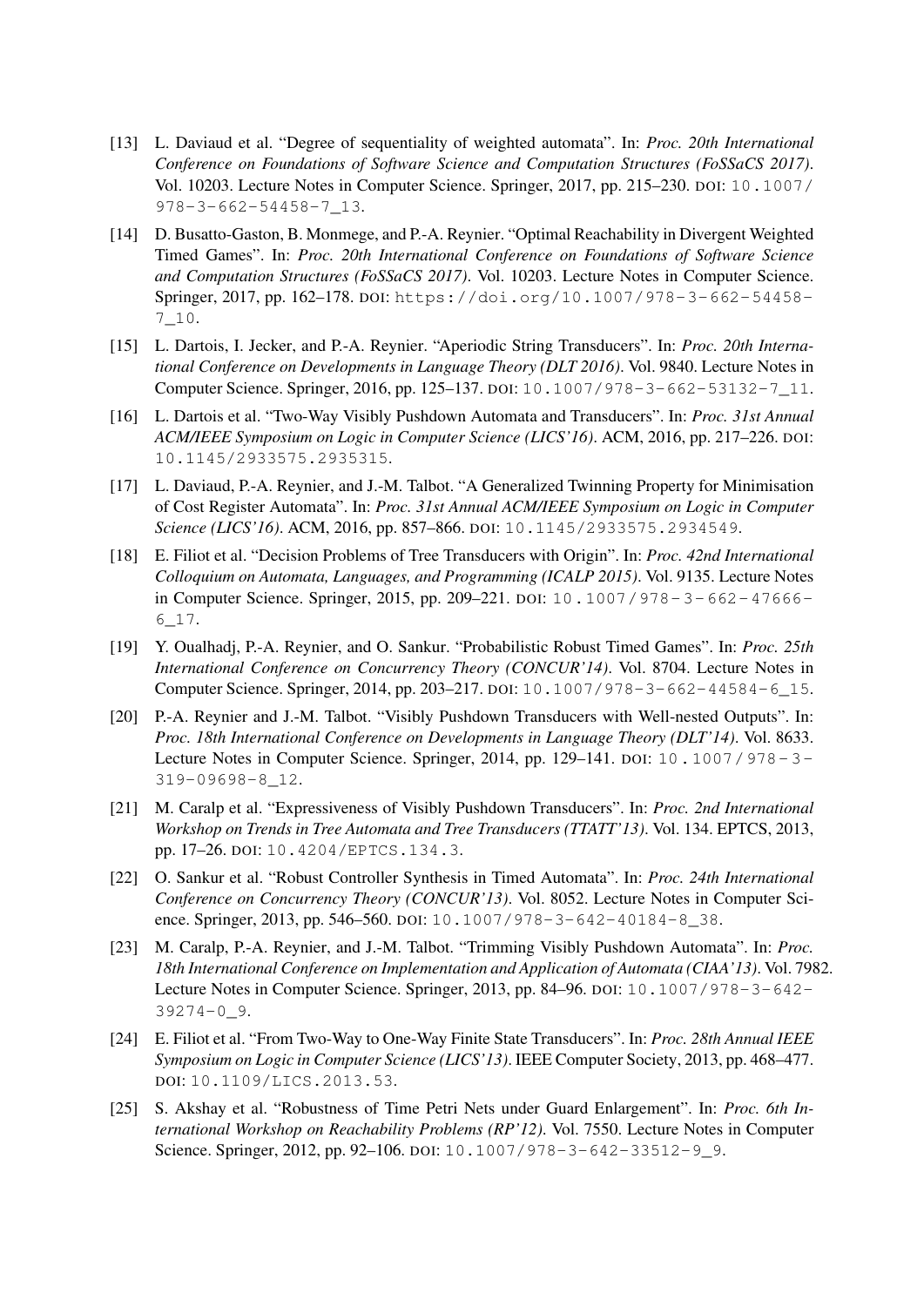[13] L. Daviaud et al. "Degree of sequentiality of weighted automata". In: *Proc. 20th International Conference on Foundations of Software Science and Computation Structures (FoSSaCS 2017)*. Vol. 10203. Lecture Notes in Computer Science. Springer, 2017, pp. 215–230. DOI: 10.1007/978-3-662-54458-7_13.

[14] D. Busatto-Gaston, B. Monmege, and P.-A. Reynier. "Optimal Reachability in Divergent Weighted Timed Games". In: *Proc. 20th International Conference on Foundations of Software Science and Computation Structures (FoSSaCS 2017)*. Vol. 10203. Lecture Notes in Computer Science. Springer, 2017, pp. 162–178. DOI: https://doi.org/10.1007/978-3-662-54458-7_10.

[15] L. Dartois, I. Jecker, and P.-A. Reynier. "Aperiodic String Transducers". In: *Proc. 20th International Conference on Developments in Language Theory (DLT 2016)*. Vol. 9840. Lecture Notes in Computer Science. Springer, 2016, pp. 125–137. DOI: 10.1007/978-3-662-53132-7_11.

[16] L. Dartois et al. "Two-Way Visibly Pushdown Automata and Transducers". In: *Proc. 31st Annual ACM/IEEE Symposium on Logic in Computer Science (LICS'16)*. ACM, 2016, pp. 217–226. DOI: 10.1145/2933575.2935315.

[17] L. Daviaud, P.-A. Reynier, and J.-M. Talbot. "A Generalized Twinning Property for Minimisation of Cost Register Automata". In: *Proc. 31st Annual ACM/IEEE Symposium on Logic in Computer Science (LICS'16)*. ACM, 2016, pp. 857–866. DOI: 10.1145/2933575.2934549.

[18] E. Filiot et al. "Decision Problems of Tree Transducers with Origin". In: *Proc. 42nd International Colloquium on Automata, Languages, and Programming (ICALP 2015)*. Vol. 9135. Lecture Notes in Computer Science. Springer, 2015, pp. 209–221. DOI: 10.1007/978-3-662-47666-6_17.

[19] Y. Oualhadj, P.-A. Reynier, and O. Sankur. "Probabilistic Robust Timed Games". In: *Proc. 25th International Conference on Concurrency Theory (CONCUR'14)*. Vol. 8704. Lecture Notes in Computer Science. Springer, 2014, pp. 203–217. DOI: 10.1007/978-3-662-44584-6_15.

[20] P.-A. Reynier and J.-M. Talbot. "Visibly Pushdown Transducers with Well-nested Outputs". In: *Proc. 18th International Conference on Developments in Language Theory (DLT'14)*. Vol. 8633. Lecture Notes in Computer Science. Springer, 2014, pp. 129–141. DOI: 10.1007/978-3-319-09698-8_12.

[21] M. Caralp et al. "Expressiveness of Visibly Pushdown Transducers". In: *Proc. 2nd International Workshop on Trends in Tree Automata and Tree Transducers (TTATT'13)*. Vol. 134. EPTCS, 2013, pp. 17–26. DOI: 10.4204/EPTCS.134.3.

[22] O. Sankur et al. "Robust Controller Synthesis in Timed Automata". In: *Proc. 24th International Conference on Concurrency Theory (CONCUR'13)*. Vol. 8052. Lecture Notes in Computer Science. Springer, 2013, pp. 546–560. DOI: 10.1007/978-3-642-40184-8_38.

[23] M. Caralp, P.-A. Reynier, and J.-M. Talbot. "Trimming Visibly Pushdown Automata". In: *Proc. 18th International Conference on Implementation and Application of Automata (CIAA'13)*. Vol. 7982. Lecture Notes in Computer Science. Springer, 2013, pp. 84–96. DOI: 10.1007/978-3-642-39274-0_9.

[24] E. Filiot et al. "From Two-Way to One-Way Finite State Transducers". In: *Proc. 28th Annual IEEE Symposium on Logic in Computer Science (LICS'13)*. IEEE Computer Society, 2013, pp. 468–477. DOI: 10.1109/LICS.2013.53.

[25] S. Akshay et al. "Robustness of Time Petri Nets under Guard Enlargement". In: *Proc. 6th International Workshop on Reachability Problems (RP'12)*. Vol. 7550. Lecture Notes in Computer Science. Springer, 2012, pp. 92–106. DOI: 10.1007/978-3-642-33512-9_9.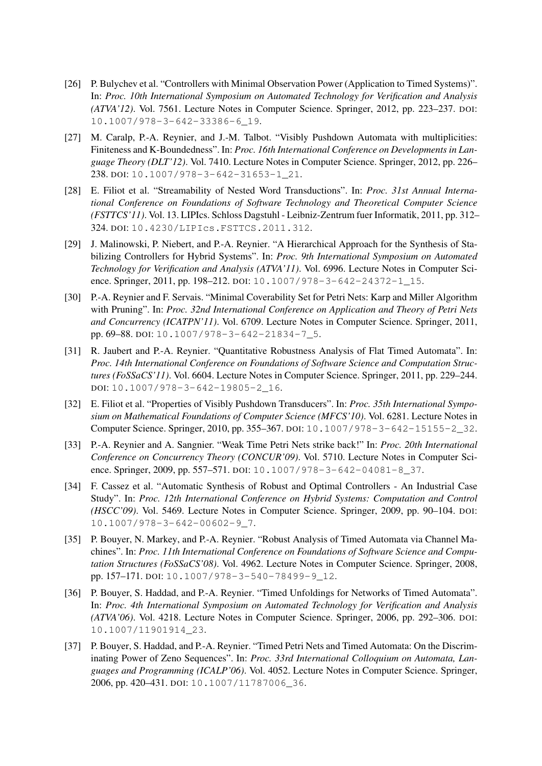[26] P. Bulychev et al. "Controllers with Minimal Observation Power (Application to Timed Systems)". In: *Proc. 10th International Symposium on Automated Technology for Verification and Analysis (ATVA'12)*. Vol. 7561. Lecture Notes in Computer Science. Springer, 2012, pp. 223–237. DOI: 10.1007/978-3-642-33386-6_19.

[27] M. Caralp, P.-A. Reynier, and J.-M. Talbot. "Visibly Pushdown Automata with multiplicities: Finiteness and K-Boundedness". In: *Proc. 16th International Conference on Developments in Language Theory (DLT'12)*. Vol. 7410. Lecture Notes in Computer Science. Springer, 2012, pp. 226–238. DOI: 10.1007/978-3-642-31653-1_21.

[28] E. Filiot et al. "Streamability of Nested Word Transductions". In: *Proc. 31st Annual International Conference on Foundations of Software Technology and Theoretical Computer Science (FSTTCS'11)*. Vol. 13. LIPIcs. Schloss Dagstuhl - Leibniz-Zentrum fuer Informatik, 2011, pp. 312–324. DOI: 10.4230/LIPIcs.FSTTCS.2011.312.

[29] J. Malinowski, P. Niebert, and P.-A. Reynier. "A Hierarchical Approach for the Synthesis of Stabilizing Controllers for Hybrid Systems". In: *Proc. 9th International Symposium on Automated Technology for Verification and Analysis (ATVA'11)*. Vol. 6996. Lecture Notes in Computer Science. Springer, 2011, pp. 198–212. DOI: 10.1007/978-3-642-24372-1_15.

[30] P.-A. Reynier and F. Servais. "Minimal Coverability Set for Petri Nets: Karp and Miller Algorithm with Pruning". In: *Proc. 32nd International Conference on Application and Theory of Petri Nets and Concurrency (ICATPN'11)*. Vol. 6709. Lecture Notes in Computer Science. Springer, 2011, pp. 69–88. DOI: 10.1007/978-3-642-21834-7_5.

[31] R. Jaubert and P.-A. Reynier. "Quantitative Robustness Analysis of Flat Timed Automata". In: *Proc. 14th International Conference on Foundations of Software Science and Computation Structures (FoSSaCS'11)*. Vol. 6604. Lecture Notes in Computer Science. Springer, 2011, pp. 229–244. DOI: 10.1007/978-3-642-19805-2_16.

[32] E. Filiot et al. "Properties of Visibly Pushdown Transducers". In: *Proc. 35th International Symposium on Mathematical Foundations of Computer Science (MFCS'10)*. Vol. 6281. Lecture Notes in Computer Science. Springer, 2010, pp. 355–367. DOI: 10.1007/978-3-642-15155-2_32.

[33] P.-A. Reynier and A. Sangnier. "Weak Time Petri Nets strike back!" In: *Proc. 20th International Conference on Concurrency Theory (CONCUR'09)*. Vol. 5710. Lecture Notes in Computer Science. Springer, 2009, pp. 557–571. DOI: 10.1007/978-3-642-04081-8_37.

[34] F. Cassez et al. "Automatic Synthesis of Robust and Optimal Controllers - An Industrial Case Study". In: *Proc. 12th International Conference on Hybrid Systems: Computation and Control (HSCC'09)*. Vol. 5469. Lecture Notes in Computer Science. Springer, 2009, pp. 90–104. DOI: 10.1007/978-3-642-00602-9_7.

[35] P. Bouyer, N. Markey, and P.-A. Reynier. "Robust Analysis of Timed Automata via Channel Machines". In: *Proc. 11th International Conference on Foundations of Software Science and Computation Structures (FoSSaCS'08)*. Vol. 4962. Lecture Notes in Computer Science. Springer, 2008, pp. 157–171. DOI: 10.1007/978-3-540-78499-9_12.

[36] P. Bouyer, S. Haddad, and P.-A. Reynier. "Timed Unfoldings for Networks of Timed Automata". In: *Proc. 4th International Symposium on Automated Technology for Verification and Analysis (ATVA'06)*. Vol. 4218. Lecture Notes in Computer Science. Springer, 2006, pp. 292–306. DOI: 10.1007/11901914_23.

[37] P. Bouyer, S. Haddad, and P.-A. Reynier. "Timed Petri Nets and Timed Automata: On the Discriminating Power of Zeno Sequences". In: *Proc. 33rd International Colloquium on Automata, Languages and Programming (ICALP'06)*. Vol. 4052. Lecture Notes in Computer Science. Springer, 2006, pp. 420–431. DOI: 10.1007/11787006_36.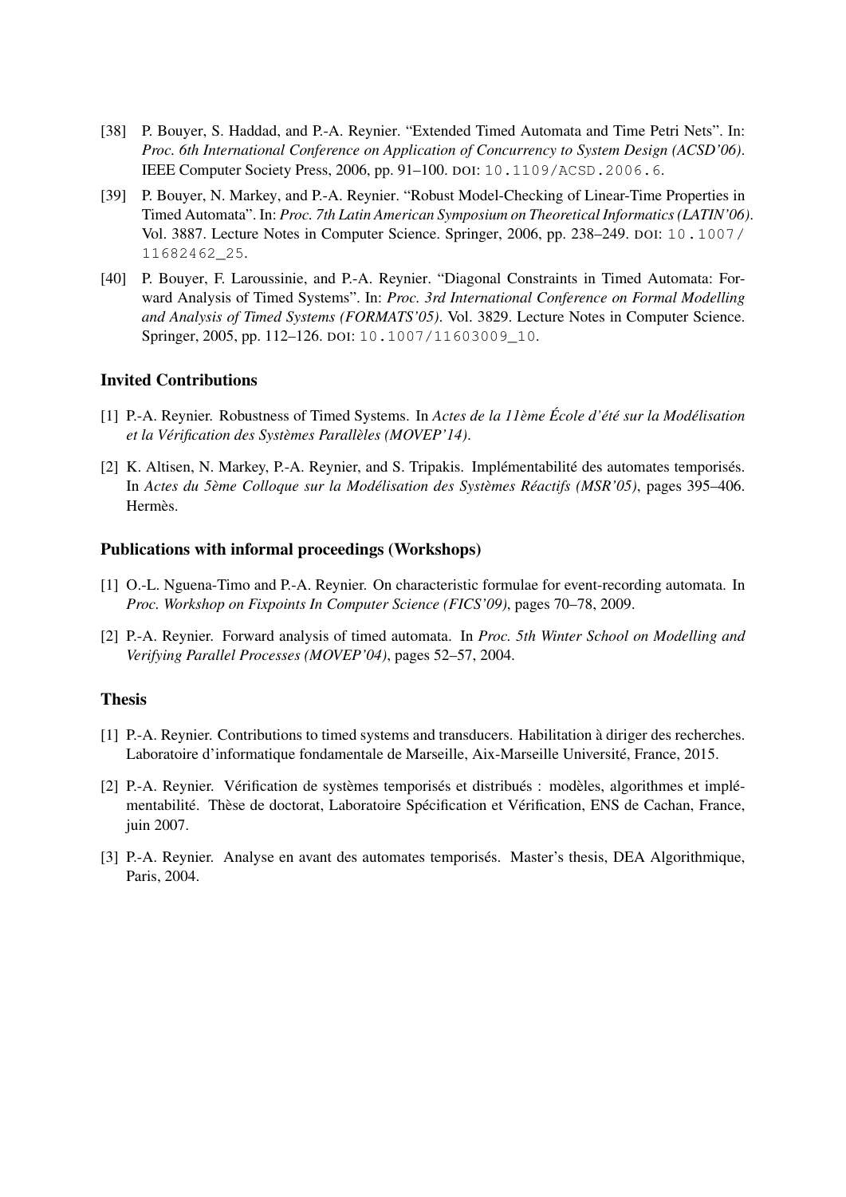[38] P. Bouyer, S. Haddad, and P.-A. Reynier. "Extended Timed Automata and Time Petri Nets". In: *Proc. 6th International Conference on Application of Concurrency to System Design (ACSD'06)*. IEEE Computer Society Press, 2006, pp. 91–100. DOI: 10.1109/ACSD.2006.6.

[39] P. Bouyer, N. Markey, and P.-A. Reynier. "Robust Model-Checking of Linear-Time Properties in Timed Automata". In: *Proc. 7th Latin American Symposium on Theoretical Informatics (LATIN'06)*. Vol. 3887. Lecture Notes in Computer Science. Springer, 2006, pp. 238–249. DOI: 10.1007/11682462_25.

[40] P. Bouyer, F. Laroussinie, and P.-A. Reynier. "Diagonal Constraints in Timed Automata: Forward Analysis of Timed Systems". In: *Proc. 3rd International Conference on Formal Modelling and Analysis of Timed Systems (FORMATS'05)*. Vol. 3829. Lecture Notes in Computer Science. Springer, 2005, pp. 112–126. DOI: 10.1007/11603009_10.

### Invited Contributions

[1] P.-A. Reynier. Robustness of Timed Systems. In *Actes de la 11ème École d'été sur la Modélisation et la Vérification des Systèmes Parallèles (MOVEP'14)*.

[2] K. Altisen, N. Markey, P.-A. Reynier, and S. Tripakis. Implémentabilité des automates temporisés. In *Actes du 5ème Colloque sur la Modélisation des Systèmes Réactifs (MSR'05)*, pages 395–406. Hermès.

### Publications with informal proceedings (Workshops)

[1] O.-L. Nguena-Timo and P.-A. Reynier. On characteristic formulae for event-recording automata. In *Proc. Workshop on Fixpoints In Computer Science (FICS'09)*, pages 70–78, 2009.

[2] P.-A. Reynier. Forward analysis of timed automata. In *Proc. 5th Winter School on Modelling and Verifying Parallel Processes (MOVEP'04)*, pages 52–57, 2004.

### Thesis

[1] P.-A. Reynier. Contributions to timed systems and transducers. Habilitation à diriger des recherches. Laboratoire d'informatique fondamentale de Marseille, Aix-Marseille Université, France, 2015.

[2] P.-A. Reynier. Vérification de systèmes temporisés et distribués : modèles, algorithmes et implémentabilité. Thèse de doctorat, Laboratoire Spécification et Vérification, ENS de Cachan, France, juin 2007.

[3] P.-A. Reynier. Analyse en avant des automates temporisés. Master's thesis, DEA Algorithmique, Paris, 2004.